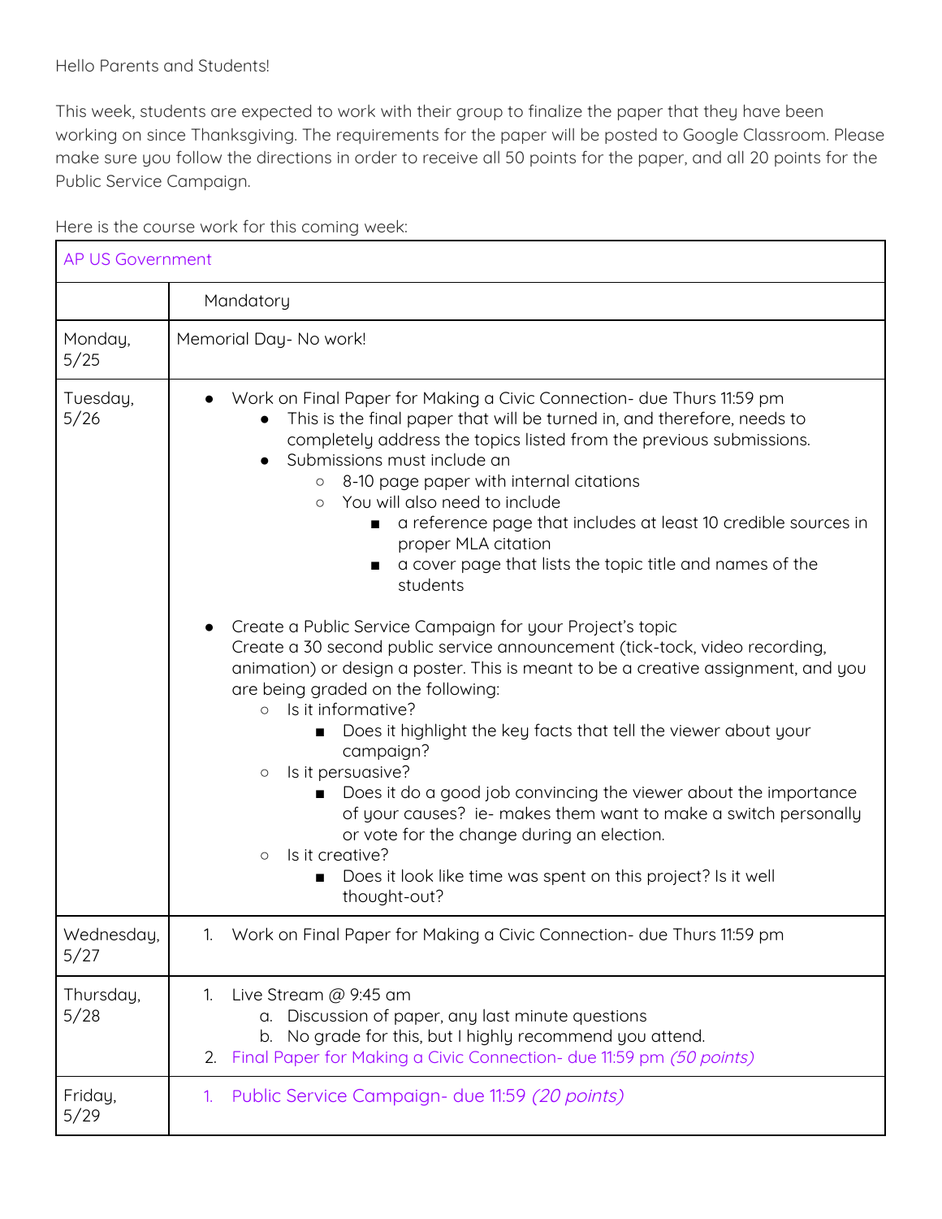Hello Parents and Students!

This week, students are expected to work with their group to finalize the paper that they have been working on since Thanksgiving. The requirements for the paper will be posted to Google Classroom. Please make sure you follow the directions in order to receive all 50 points for the paper, and all 20 points for the Public Service Campaign.

Here is the course work for this coming week:

| AP US Government | |
|---|---|
| | Mandatory |
| Monday, 5/25 | Memorial Day- No work! |
| Tuesday, 5/26 | • Work on Final Paper for Making a Civic Connection- due Thurs 11:59 pm<br>  • This is the final paper that will be turned in, and therefore, needs to completely address the topics listed from the previous submissions.<br>  • Submissions must include an<br>    ○ 8-10 page paper with internal citations<br>    ○ You will also need to include<br>      ■ a reference page that includes at least 10 credible sources in proper MLA citation<br>      ■ a cover page that lists the topic title and names of the students<br><br>• Create a Public Service Campaign for your Project's topic<br>Create a 30 second public service announcement (tick-tock, video recording, animation) or design a poster. This is meant to be a creative assignment, and you are being graded on the following:<br>  ○ Is it informative?<br>    ■ Does it highlight the key facts that tell the viewer about your campaign?<br>  ○ Is it persuasive?<br>    ■ Does it do a good job convincing the viewer about the importance of your causes? ie- makes them want to make a switch personally or vote for the change during an election.<br>  ○ Is it creative?<br>    ■ Does it look like time was spent on this project? Is it well thought-out? |
| Wednesday, 5/27 | 1. Work on Final Paper for Making a Civic Connection- due Thurs 11:59 pm |
| Thursday, 5/28 | 1. Live Stream @ 9:45 am<br>  a. Discussion of paper, any last minute questions<br>  b. No grade for this, but I highly recommend you attend.<br>2. Final Paper for Making a Civic Connection- due 11:59 pm *(50 points)* |
| Friday, 5/29 | 1. Public Service Campaign- due 11:59 *(20 points)* |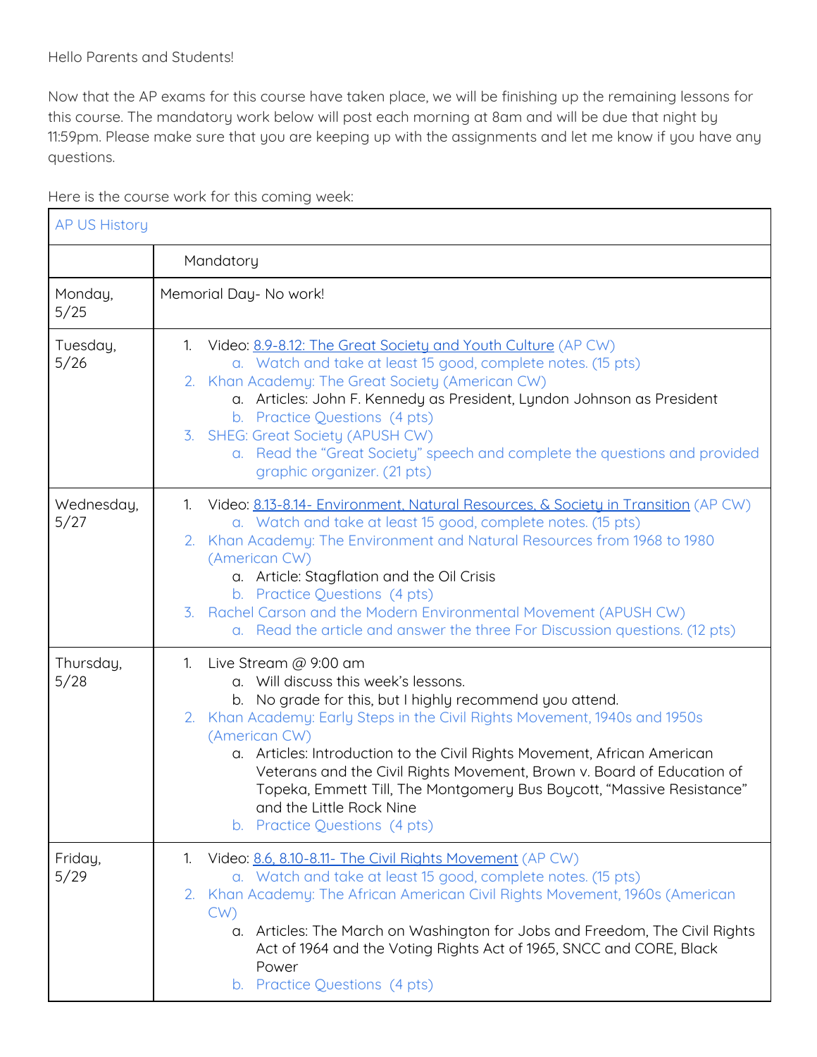Hello Parents and Students!

Now that the AP exams for this course have taken place, we will be finishing up the remaining lessons for this course. The mandatory work below will post each morning at 8am and will be due that night by 11:59pm. Please make sure that you are keeping up with the assignments and let me know if you have any questions.

Here is the course work for this coming week:

| AP US History | |
|---|---|
| | Mandatory |
| Monday, 5/25 | Memorial Day- No work! |
| Tuesday, 5/26 | 1. Video: 8.9-8.12: The Great Society and Youth Culture (AP CW)<br>&nbsp;&nbsp;&nbsp;a. Watch and take at least 15 good, complete notes. (15 pts)<br>2. Khan Academy: The Great Society (American CW)<br>&nbsp;&nbsp;&nbsp;a. Articles: John F. Kennedy as President, Lyndon Johnson as President<br>&nbsp;&nbsp;&nbsp;b. Practice Questions (4 pts)<br>3. SHEG: Great Society (APUSH CW)<br>&nbsp;&nbsp;&nbsp;a. Read the "Great Society" speech and complete the questions and provided graphic organizer. (21 pts) |
| Wednesday, 5/27 | 1. Video: 8.13-8.14- Environment, Natural Resources, & Society in Transition (AP CW)<br>&nbsp;&nbsp;&nbsp;a. Watch and take at least 15 good, complete notes. (15 pts)<br>2. Khan Academy: The Environment and Natural Resources from 1968 to 1980 (American CW)<br>&nbsp;&nbsp;&nbsp;a. Article: Stagflation and the Oil Crisis<br>&nbsp;&nbsp;&nbsp;b. Practice Questions (4 pts)<br>3. Rachel Carson and the Modern Environmental Movement (APUSH CW)<br>&nbsp;&nbsp;&nbsp;a. Read the article and answer the three For Discussion questions. (12 pts) |
| Thursday, 5/28 | 1. Live Stream @ 9:00 am<br>&nbsp;&nbsp;&nbsp;a. Will discuss this week's lessons.<br>&nbsp;&nbsp;&nbsp;b. No grade for this, but I highly recommend you attend.<br>2. Khan Academy: Early Steps in the Civil Rights Movement, 1940s and 1950s (American CW)<br>&nbsp;&nbsp;&nbsp;a. Articles: Introduction to the Civil Rights Movement, African American Veterans and the Civil Rights Movement, Brown v. Board of Education of Topeka, Emmett Till, The Montgomery Bus Boycott, "Massive Resistance" and the Little Rock Nine<br>&nbsp;&nbsp;&nbsp;b. Practice Questions (4 pts) |
| Friday, 5/29 | 1. Video: 8.6, 8.10-8.11- The Civil Rights Movement (AP CW)<br>&nbsp;&nbsp;&nbsp;a. Watch and take at least 15 good, complete notes. (15 pts)<br>2. Khan Academy: The African American Civil Rights Movement, 1960s (American CW)<br>&nbsp;&nbsp;&nbsp;a. Articles: The March on Washington for Jobs and Freedom, The Civil Rights Act of 1964 and the Voting Rights Act of 1965, SNCC and CORE, Black Power<br>&nbsp;&nbsp;&nbsp;b. Practice Questions (4 pts) |